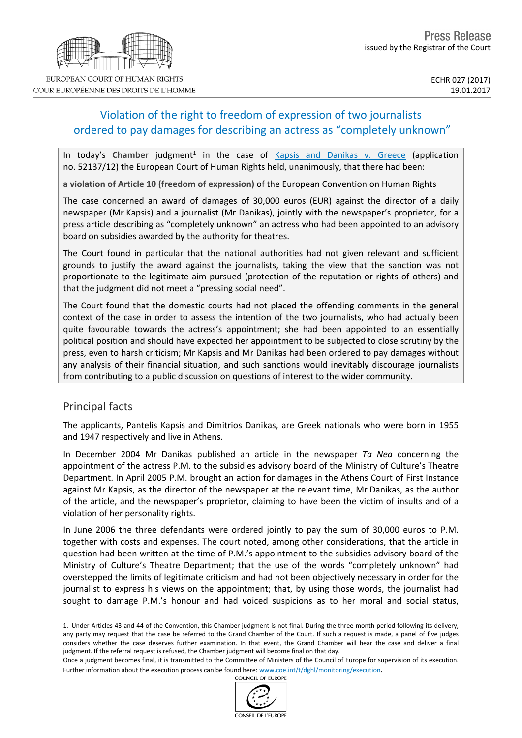Press Release

issued by the Registrar of the Court

EUROPEAN COURT OF HUMAN RIGHTS
COUR EUROPÉENNE DES DROITS DE L'HOMME

ECHR 027 (2017)
19.01.2017

# Violation of the right to freedom of expression of two journalists ordered to pay damages for describing an actress as "completely unknown"

In today's **Chamber** judgment[1] in the case of Kapsis and Danikas v. Greece (application no. 52137/12) the European Court of Human Rights held, unanimously, that there had been:

**a violation of Article 10 (freedom of expression)** of the European Convention on Human Rights

The case concerned an award of damages of 30,000 euros (EUR) against the director of a daily newspaper (Mr Kapsis) and a journalist (Mr Danikas), jointly with the newspaper's proprietor, for a press article describing as "completely unknown" an actress who had been appointed to an advisory board on subsidies awarded by the authority for theatres.

The Court found in particular that the national authorities had not given relevant and sufficient grounds to justify the award against the journalists, taking the view that the sanction was not proportionate to the legitimate aim pursued (protection of the reputation or rights of others) and that the judgment did not meet a "pressing social need".

The Court found that the domestic courts had not placed the offending comments in the general context of the case in order to assess the intention of the two journalists, who had actually been quite favourable towards the actress's appointment; she had been appointed to an essentially political position and should have expected her appointment to be subjected to close scrutiny by the press, even to harsh criticism; Mr Kapsis and Mr Danikas had been ordered to pay damages without any analysis of their financial situation, and such sanctions would inevitably discourage journalists from contributing to a public discussion on questions of interest to the wider community.

## Principal facts

The applicants, Pantelis Kapsis and Dimitrios Danikas, are Greek nationals who were born in 1955 and 1947 respectively and live in Athens.

In December 2004 Mr Danikas published an article in the newspaper *Ta Nea* concerning the appointment of the actress P.M. to the subsidies advisory board of the Ministry of Culture's Theatre Department. In April 2005 P.M. brought an action for damages in the Athens Court of First Instance against Mr Kapsis, as the director of the newspaper at the relevant time, Mr Danikas, as the author of the article, and the newspaper's proprietor, claiming to have been the victim of insults and of a violation of her personality rights.

In June 2006 the three defendants were ordered jointly to pay the sum of 30,000 euros to P.M. together with costs and expenses. The court noted, among other considerations, that the article in question had been written at the time of P.M.'s appointment to the subsidies advisory board of the Ministry of Culture's Theatre Department; that the use of the words "completely unknown" had overstepped the limits of legitimate criticism and had not been objectively necessary in order for the journalist to express his views on the appointment; that, by using those words, the journalist had sought to damage P.M.'s honour and had voiced suspicions as to her moral and social status,

1. Under Articles 43 and 44 of the Convention, this Chamber judgment is not final. During the three-month period following its delivery, any party may request that the case be referred to the Grand Chamber of the Court. If such a request is made, a panel of five judges considers whether the case deserves further examination. In that event, the Grand Chamber will hear the case and deliver a final judgment. If the referral request is refused, the Chamber judgment will become final on that day.
Once a judgment becomes final, it is transmitted to the Committee of Ministers of the Council of Europe for supervision of its execution. Further information about the execution process can be found here: www.coe.int/t/dghl/monitoring/execution.

COUNCIL OF EUROPE
CONSEIL DE L'EUROPE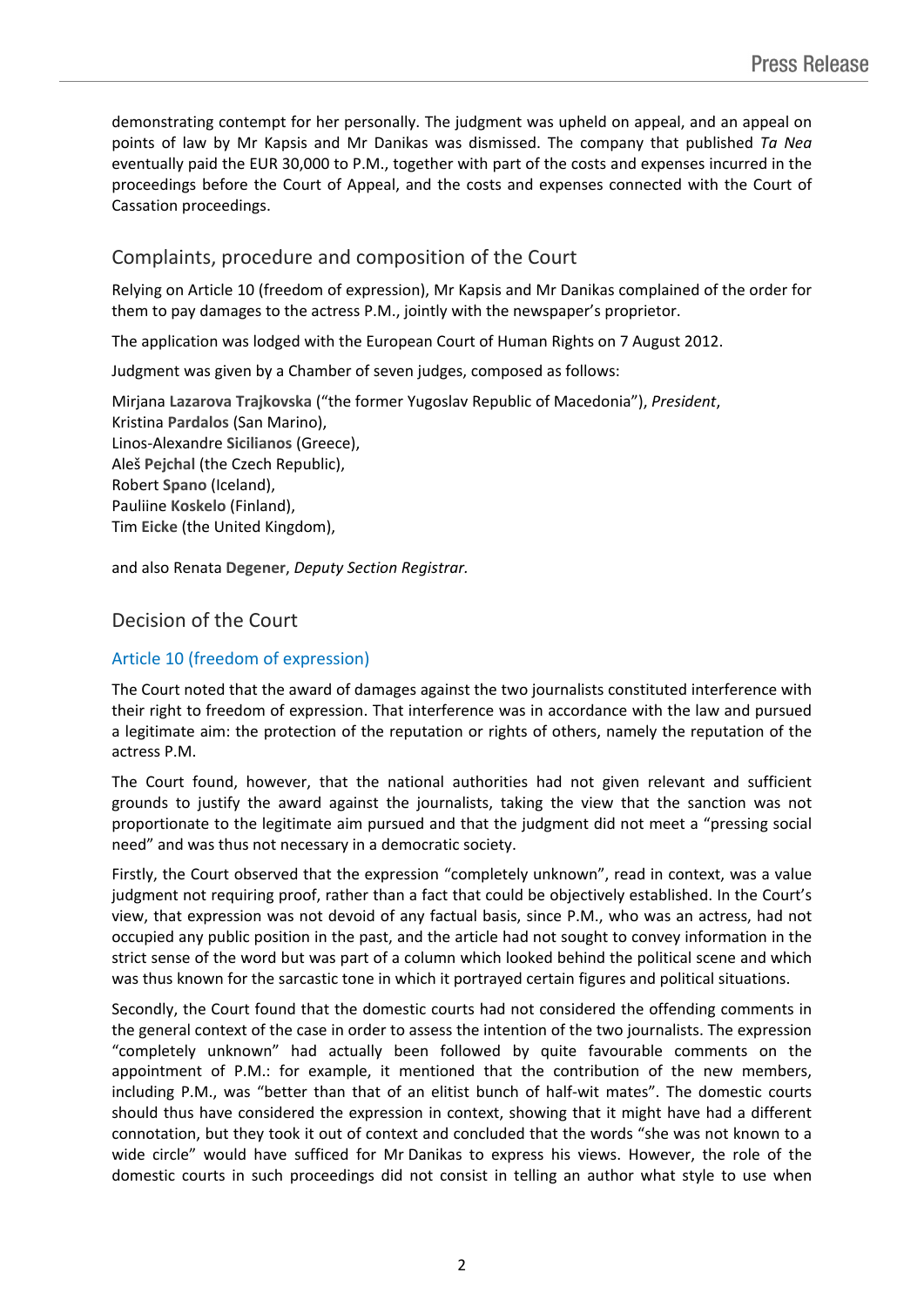demonstrating contempt for her personally. The judgment was upheld on appeal, and an appeal on points of law by Mr Kapsis and Mr Danikas was dismissed. The company that published *Ta Nea* eventually paid the EUR 30,000 to P.M., together with part of the costs and expenses incurred in the proceedings before the Court of Appeal, and the costs and expenses connected with the Court of Cassation proceedings.

## Complaints, procedure and composition of the Court

Relying on Article 10 (freedom of expression), Mr Kapsis and Mr Danikas complained of the order for them to pay damages to the actress P.M., jointly with the newspaper's proprietor.

The application was lodged with the European Court of Human Rights on 7 August 2012.

Judgment was given by a Chamber of seven judges, composed as follows:

Mirjana **Lazarova Trajkovska** ("the former Yugoslav Republic of Macedonia"), *President*,
Kristina **Pardalos** (San Marino),
Linos-Alexandre **Sicilianos** (Greece),
Aleš **Pejchal** (the Czech Republic),
Robert **Spano** (Iceland),
Pauliine **Koskelo** (Finland),
Tim **Eicke** (the United Kingdom),

and also Renata **Degener**, *Deputy Section Registrar.*

## Decision of the Court

### Article 10 (freedom of expression)

The Court noted that the award of damages against the two journalists constituted interference with their right to freedom of expression. That interference was in accordance with the law and pursued a legitimate aim: the protection of the reputation or rights of others, namely the reputation of the actress P.M.

The Court found, however, that the national authorities had not given relevant and sufficient grounds to justify the award against the journalists, taking the view that the sanction was not proportionate to the legitimate aim pursued and that the judgment did not meet a "pressing social need" and was thus not necessary in a democratic society.

Firstly, the Court observed that the expression "completely unknown", read in context, was a value judgment not requiring proof, rather than a fact that could be objectively established. In the Court's view, that expression was not devoid of any factual basis, since P.M., who was an actress, had not occupied any public position in the past, and the article had not sought to convey information in the strict sense of the word but was part of a column which looked behind the political scene and which was thus known for the sarcastic tone in which it portrayed certain figures and political situations.

Secondly, the Court found that the domestic courts had not considered the offending comments in the general context of the case in order to assess the intention of the two journalists. The expression "completely unknown" had actually been followed by quite favourable comments on the appointment of P.M.: for example, it mentioned that the contribution of the new members, including P.M., was "better than that of an elitist bunch of half-wit mates". The domestic courts should thus have considered the expression in context, showing that it might have had a different connotation, but they took it out of context and concluded that the words "she was not known to a wide circle" would have sufficed for Mr Danikas to express his views. However, the role of the domestic courts in such proceedings did not consist in telling an author what style to use when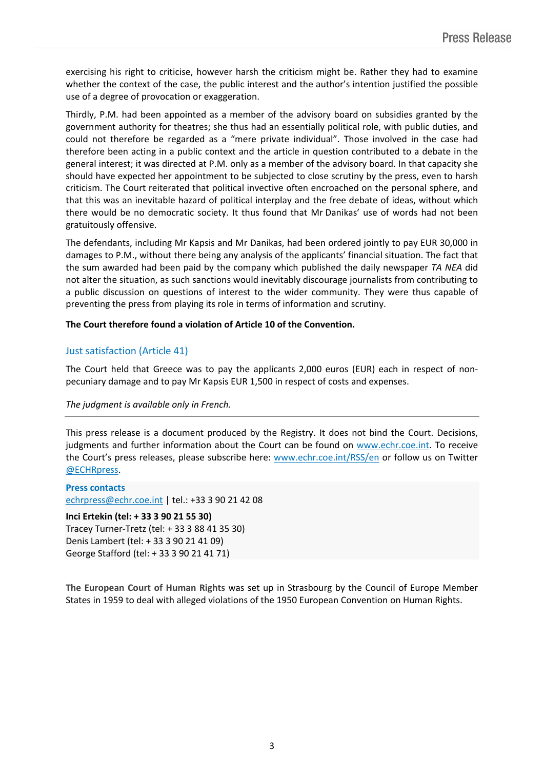exercising his right to criticise, however harsh the criticism might be. Rather they had to examine whether the context of the case, the public interest and the author's intention justified the possible use of a degree of provocation or exaggeration.

Thirdly, P.M. had been appointed as a member of the advisory board on subsidies granted by the government authority for theatres; she thus had an essentially political role, with public duties, and could not therefore be regarded as a "mere private individual". Those involved in the case had therefore been acting in a public context and the article in question contributed to a debate in the general interest; it was directed at P.M. only as a member of the advisory board. In that capacity she should have expected her appointment to be subjected to close scrutiny by the press, even to harsh criticism. The Court reiterated that political invective often encroached on the personal sphere, and that this was an inevitable hazard of political interplay and the free debate of ideas, without which there would be no democratic society. It thus found that Mr Danikas' use of words had not been gratuitously offensive.

The defendants, including Mr Kapsis and Mr Danikas, had been ordered jointly to pay EUR 30,000 in damages to P.M., without there being any analysis of the applicants' financial situation. The fact that the sum awarded had been paid by the company which published the daily newspaper *TA NEA* did not alter the situation, as such sanctions would inevitably discourage journalists from contributing to a public discussion on questions of interest to the wider community. They were thus capable of preventing the press from playing its role in terms of information and scrutiny.

**The Court therefore found a violation of Article 10 of the Convention.**

## Just satisfaction (Article 41)

The Court held that Greece was to pay the applicants 2,000 euros (EUR) each in respect of non-pecuniary damage and to pay Mr Kapsis EUR 1,500 in respect of costs and expenses.

*The judgment is available only in French.*

---

This press release is a document produced by the Registry. It does not bind the Court. Decisions, judgments and further information about the Court can be found on www.echr.coe.int. To receive the Court's press releases, please subscribe here: www.echr.coe.int/RSS/en or follow us on Twitter @ECHRpress.

**Press contacts**
echrpress@echr.coe.int | tel.: +33 3 90 21 42 08

**Inci Ertekin (tel: + 33 3 90 21 55 30)**
Tracey Turner-Tretz (tel: + 33 3 88 41 35 30)
Denis Lambert (tel: + 33 3 90 21 41 09)
George Stafford (tel: + 33 3 90 21 41 71)

**The European Court of Human Rights** was set up in Strasbourg by the Council of Europe Member States in 1959 to deal with alleged violations of the 1950 European Convention on Human Rights.